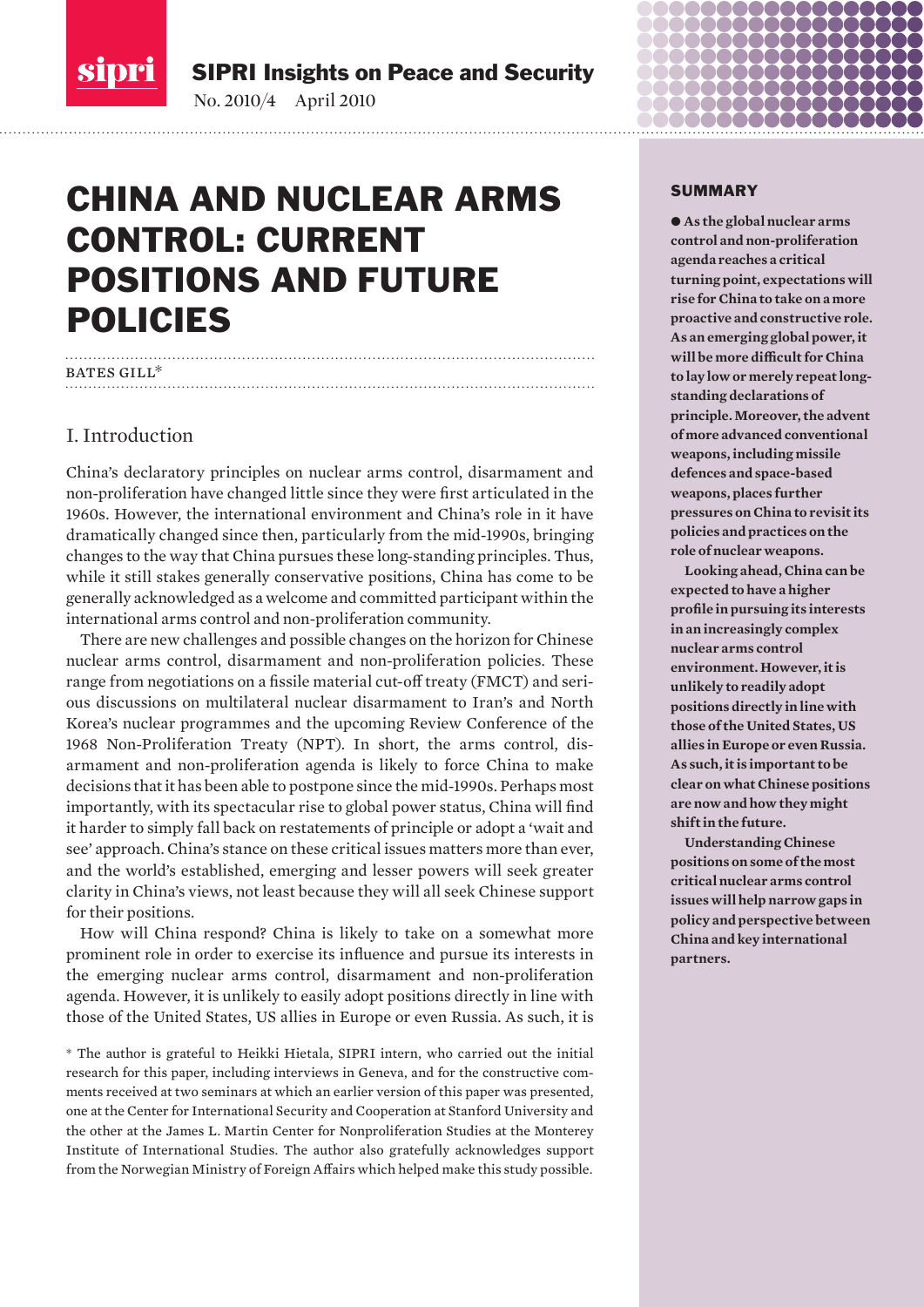SIPRI Insights on Peace and Security

No. 2010/4 April 2010

# CHINA AND NUCLEAR ARMS CONTROL: CURRENT POSITIONS AND FUTURE POLICIES

BATES GILL*

## SUMMARY

**● As the global nuclear arms control and non-proliferation agenda reaches a critical turning point, expectations will rise for China to take on a more proactive and constructive role. As an emerging global power, it will be more difficult for China to lay low or merely repeat long-standing declarations of principle. Moreover, the advent of more advanced conventional weapons, including missile defences and space-based weapons, places further pressures on China to revisit its policies and practices on the role of nuclear weapons.**

**Looking ahead, China can be expected to have a higher profile in pursuing its interests in an increasingly complex nuclear arms control environment. However, it is unlikely to readily adopt positions directly in line with those of the United States, US allies in Europe or even Russia. As such, it is important to be clear on what Chinese positions are now and how they might shift in the future.**

**Understanding Chinese positions on some of the most critical nuclear arms control issues will help narrow gaps in policy and perspective between China and key international partners.**

## I. Introduction

China's declaratory principles on nuclear arms control, disarmament and non-proliferation have changed little since they were first articulated in the 1960s. However, the international environment and China's role in it have dramatically changed since then, particularly from the mid-1990s, bringing changes to the way that China pursues these long-standing principles. Thus, while it still stakes generally conservative positions, China has come to be generally acknowledged as a welcome and committed participant within the international arms control and non-proliferation community.

There are new challenges and possible changes on the horizon for Chinese nuclear arms control, disarmament and non-proliferation policies. These range from negotiations on a fissile material cut-off treaty (FMCT) and serious discussions on multilateral nuclear disarmament to Iran's and North Korea's nuclear programmes and the upcoming Review Conference of the 1968 Non-Proliferation Treaty (NPT). In short, the arms control, disarmament and non-proliferation agenda is likely to force China to make decisions that it has been able to postpone since the mid-1990s. Perhaps most importantly, with its spectacular rise to global power status, China will find it harder to simply fall back on restatements of principle or adopt a 'wait and see' approach. China's stance on these critical issues matters more than ever, and the world's established, emerging and lesser powers will seek greater clarity in China's views, not least because they will all seek Chinese support for their positions.

How will China respond? China is likely to take on a somewhat more prominent role in order to exercise its influence and pursue its interests in the emerging nuclear arms control, disarmament and non-proliferation agenda. However, it is unlikely to easily adopt positions directly in line with those of the United States, US allies in Europe or even Russia. As such, it is

\* The author is grateful to Heikki Hietala, SIPRI intern, who carried out the initial research for this paper, including interviews in Geneva, and for the constructive comments received at two seminars at which an earlier version of this paper was presented, one at the Center for International Security and Cooperation at Stanford University and the other at the James L. Martin Center for Nonproliferation Studies at the Monterey Institute of International Studies. The author also gratefully acknowledges support from the Norwegian Ministry of Foreign Affairs which helped make this study possible.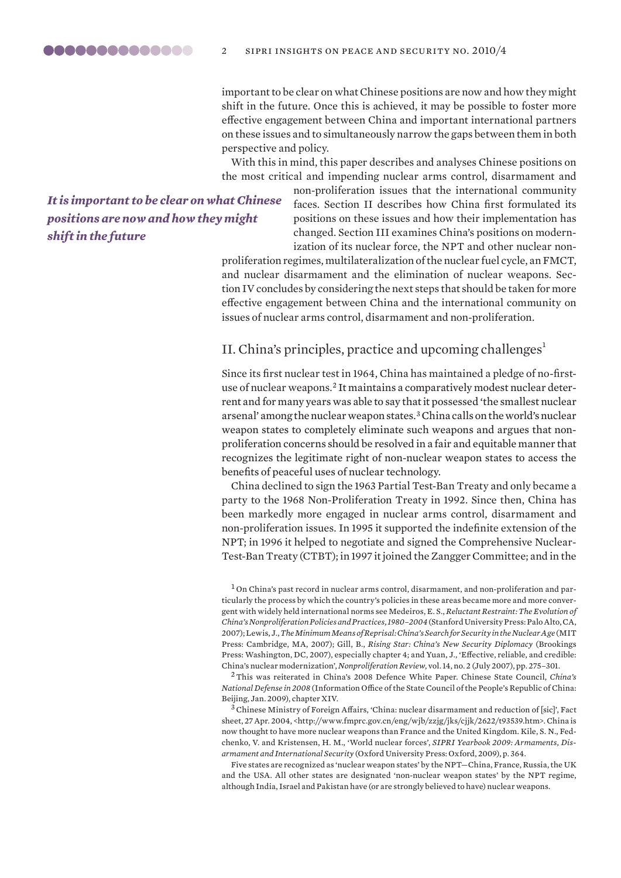important to be clear on what Chinese positions are now and how they might shift in the future. Once this is achieved, it may be possible to foster more effective engagement between China and important international partners on these issues and to simultaneously narrow the gaps between them in both perspective and policy.

*It is important to be clear on what Chinese positions are now and how they might shift in the future*

With this in mind, this paper describes and analyses Chinese positions on the most critical and impending nuclear arms control, disarmament and non-proliferation issues that the international community faces. Section II describes how China first formulated its positions on these issues and how their implementation has changed. Section III examines China's positions on modernization of its nuclear force, the NPT and other nuclear non-proliferation regimes, multilateralization of the nuclear fuel cycle, an FMCT, and nuclear disarmament and the elimination of nuclear weapons. Section IV concludes by considering the next steps that should be taken for more effective engagement between China and the international community on issues of nuclear arms control, disarmament and non-proliferation.

## II. China's principles, practice and upcoming challenges[1]

Since its first nuclear test in 1964, China has maintained a pledge of no-first-use of nuclear weapons.[2] It maintains a comparatively modest nuclear deterrent and for many years was able to say that it possessed 'the smallest nuclear arsenal' among the nuclear weapon states.[3] China calls on the world's nuclear weapon states to completely eliminate such weapons and argues that non-proliferation concerns should be resolved in a fair and equitable manner that recognizes the legitimate right of non-nuclear weapon states to access the benefits of peaceful uses of nuclear technology.

China declined to sign the 1963 Partial Test-Ban Treaty and only became a party to the 1968 Non-Proliferation Treaty in 1992. Since then, China has been markedly more engaged in nuclear arms control, disarmament and non-proliferation issues. In 1995 it supported the indefinite extension of the NPT; in 1996 it helped to negotiate and signed the Comprehensive Nuclear-Test-Ban Treaty (CTBT); in 1997 it joined the Zangger Committee; and in the

[1] On China's past record in nuclear arms control, disarmament, and non-proliferation and particularly the process by which the country's policies in these areas became more and more convergent with widely held international norms see Medeiros, E. S., *Reluctant Restraint: The Evolution of China's Nonproliferation Policies and Practices, 1980–2004* (Stanford University Press: Palo Alto, CA, 2007); Lewis, J., *The Minimum Means of Reprisal: China's Search for Security in the Nuclear Age* (MIT Press: Cambridge, MA, 2007); Gill, B., *Rising Star: China's New Security Diplomacy* (Brookings Press: Washington, DC, 2007), especially chapter 4; and Yuan, J., 'Effective, reliable, and credible: China's nuclear modernization', *Nonproliferation Review*, vol. 14, no. 2 (July 2007), pp. 275–301.

[2] This was reiterated in China's 2008 Defence White Paper. Chinese State Council, *China's National Defense in 2008* (Information Office of the State Council of the People's Republic of China: Beijing, Jan. 2009), chapter XIV.

[3] Chinese Ministry of Foreign Affairs, 'China: nuclear disarmament and reduction of [sic]', Fact sheet, 27 Apr. 2004, <http://www.fmprc.gov.cn/eng/wjb/zzjg/jks/cjjk/2622/t93539.htm>. China is now thought to have more nuclear weapons than France and the United Kingdom. Kile, S. N., Fedchenko, V. and Kristensen, H. M., 'World nuclear forces', *SIPRI Yearbook 2009: Armaments, Disarmament and International Security* (Oxford University Press: Oxford, 2009), p. 364.

Five states are recognized as 'nuclear weapon states' by the NPT—China, France, Russia, the UK and the USA. All other states are designated 'non-nuclear weapon states' by the NPT regime, although India, Israel and Pakistan have (or are strongly believed to have) nuclear weapons.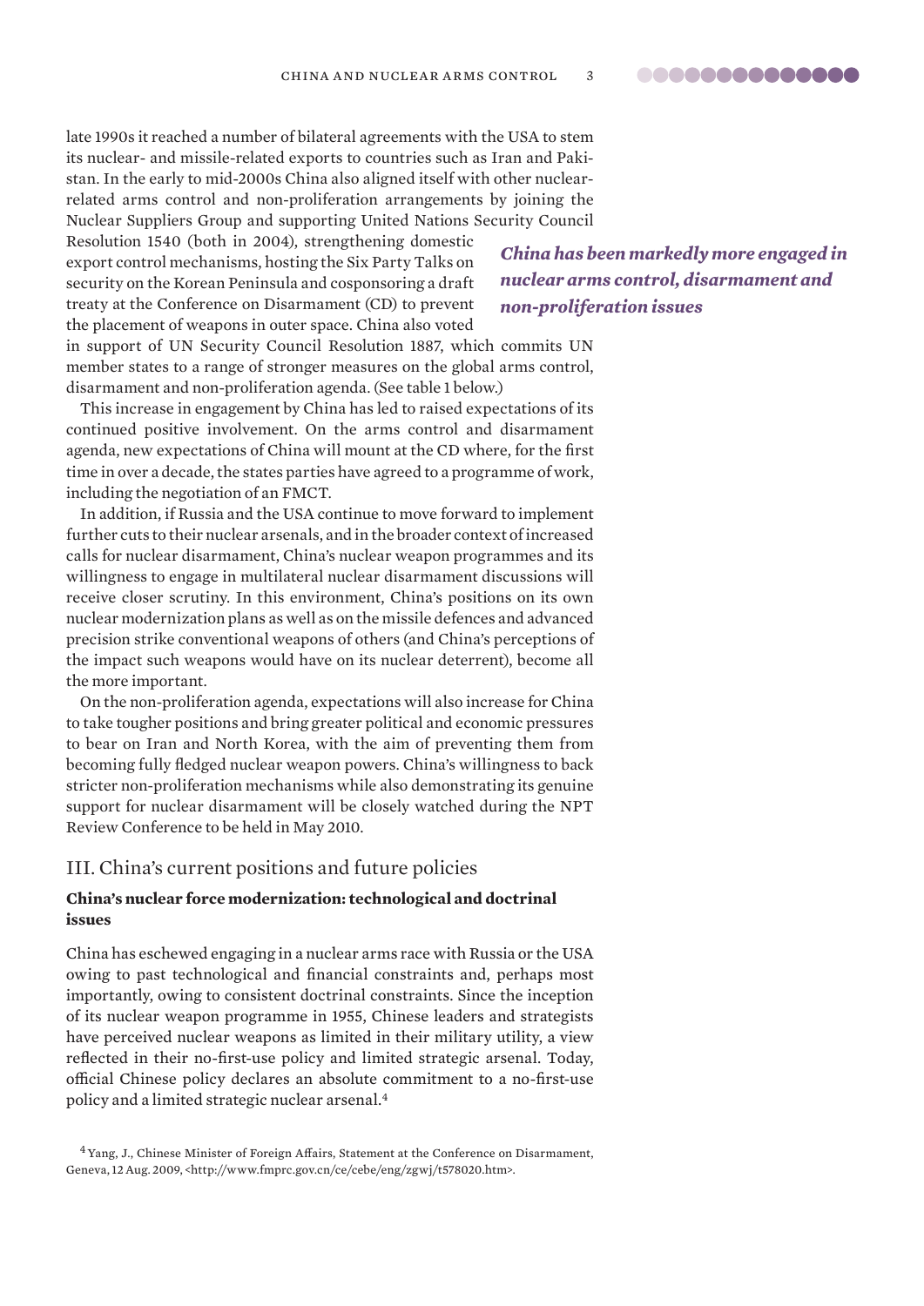late 1990s it reached a number of bilateral agreements with the USA to stem its nuclear- and missile-related exports to countries such as Iran and Pakistan. In the early to mid-2000s China also aligned itself with other nuclear-related arms control and non-proliferation arrangements by joining the Nuclear Suppliers Group and supporting United Nations Security Council Resolution 1540 (both in 2004), strengthening domestic export control mechanisms, hosting the Six Party Talks on security on the Korean Peninsula and cosponsoring a draft treaty at the Conference on Disarmament (CD) to prevent the placement of weapons in outer space. China also voted in support of UN Security Council Resolution 1887, which commits UN member states to a range of stronger measures on the global arms control, disarmament and non-proliferation agenda. (See table 1 below.)

***China has been markedly more engaged in nuclear arms control, disarmament and non-proliferation issues***

This increase in engagement by China has led to raised expectations of its continued positive involvement. On the arms control and disarmament agenda, new expectations of China will mount at the CD where, for the first time in over a decade, the states parties have agreed to a programme of work, including the negotiation of an FMCT.

In addition, if Russia and the USA continue to move forward to implement further cuts to their nuclear arsenals, and in the broader context of increased calls for nuclear disarmament, China's nuclear weapon programmes and its willingness to engage in multilateral nuclear disarmament discussions will receive closer scrutiny. In this environment, China's positions on its own nuclear modernization plans as well as on the missile defences and advanced precision strike conventional weapons of others (and China's perceptions of the impact such weapons would have on its nuclear deterrent), become all the more important.

On the non-proliferation agenda, expectations will also increase for China to take tougher positions and bring greater political and economic pressures to bear on Iran and North Korea, with the aim of preventing them from becoming fully fledged nuclear weapon powers. China's willingness to back stricter non-proliferation mechanisms while also demonstrating its genuine support for nuclear disarmament will be closely watched during the NPT Review Conference to be held in May 2010.

## III. China's current positions and future policies

### China's nuclear force modernization: technological and doctrinal issues

China has eschewed engaging in a nuclear arms race with Russia or the USA owing to past technological and financial constraints and, perhaps most importantly, owing to consistent doctrinal constraints. Since the inception of its nuclear weapon programme in 1955, Chinese leaders and strategists have perceived nuclear weapons as limited in their military utility, a view reflected in their no-first-use policy and limited strategic arsenal. Today, official Chinese policy declares an absolute commitment to a no-first-use policy and a limited strategic nuclear arsenal.[4]

[4] Yang, J., Chinese Minister of Foreign Affairs, Statement at the Conference on Disarmament, Geneva, 12 Aug. 2009, <http://www.fmprc.gov.cn/ce/cebe/eng/zgwj/t578020.htm>.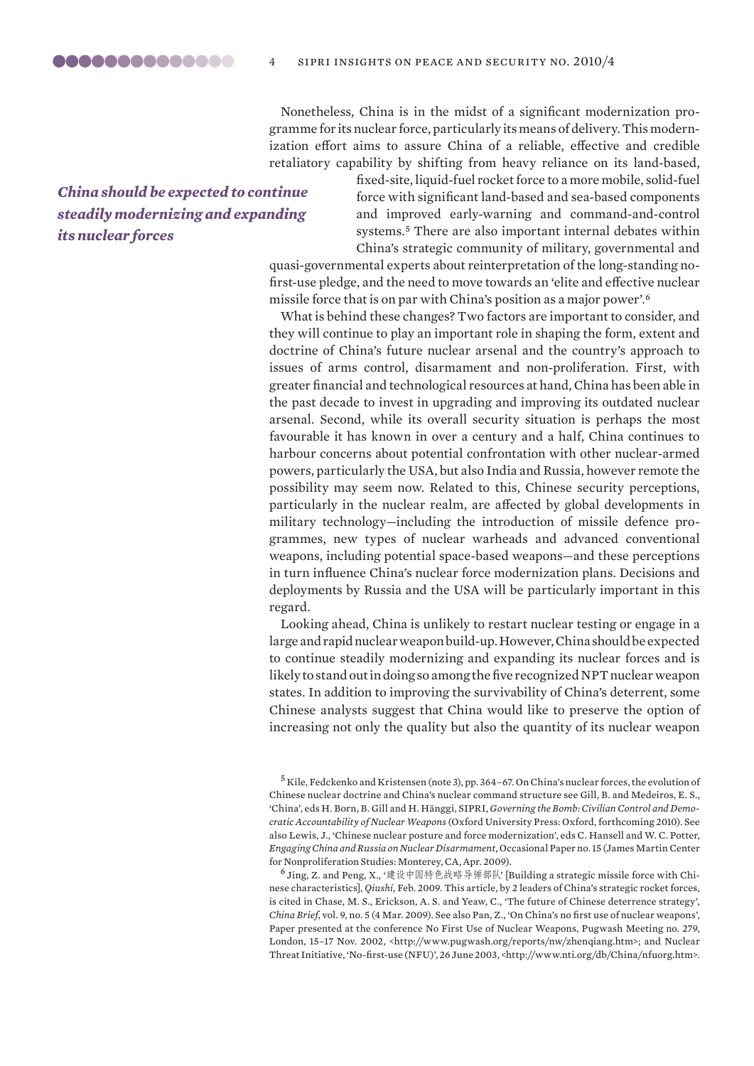Nonetheless, China is in the midst of a significant modernization programme for its nuclear force, particularly its means of delivery. This modernization effort aims to assure China of a reliable, effective and credible retaliatory capability by shifting from heavy reliance on its land-based, fixed-site, liquid-fuel rocket force to a more mobile, solid-fuel force with significant land-based and sea-based components and improved early-warning and command-and-control systems.[5] There are also important internal debates within China's strategic community of military, governmental and quasi-governmental experts about reinterpretation of the long-standing no-first-use pledge, and the need to move towards an 'elite and effective nuclear missile force that is on par with China's position as a major power'.[6]

*China should be expected to continue steadily modernizing and expanding its nuclear forces*

What is behind these changes? Two factors are important to consider, and they will continue to play an important role in shaping the form, extent and doctrine of China's future nuclear arsenal and the country's approach to issues of arms control, disarmament and non-proliferation. First, with greater financial and technological resources at hand, China has been able in the past decade to invest in upgrading and improving its outdated nuclear arsenal. Second, while its overall security situation is perhaps the most favourable it has known in over a century and a half, China continues to harbour concerns about potential confrontation with other nuclear-armed powers, particularly the USA, but also India and Russia, however remote the possibility may seem now. Related to this, Chinese security perceptions, particularly in the nuclear realm, are affected by global developments in military technology—including the introduction of missile defence programmes, new types of nuclear warheads and advanced conventional weapons, including potential space-based weapons—and these perceptions in turn influence China's nuclear force modernization plans. Decisions and deployments by Russia and the USA will be particularly important in this regard.

Looking ahead, China is unlikely to restart nuclear testing or engage in a large and rapid nuclear weapon build-up. However, China should be expected to continue steadily modernizing and expanding its nuclear forces and is likely to stand out in doing so among the five recognized NPT nuclear weapon states. In addition to improving the survivability of China's deterrent, some Chinese analysts suggest that China would like to preserve the option of increasing not only the quality but also the quantity of its nuclear weapon

---

[5] Kile, Fedchenko and Kristensen (note 3), pp. 364–67. On China's nuclear forces, the evolution of Chinese nuclear doctrine and China's nuclear command structure see Gill, B. and Medeiros, E. S., 'China', eds H. Born, B. Gill and H. Hänggi, SIPRI, *Governing the Bomb: Civilian Control and Democratic Accountability of Nuclear Weapons* (Oxford University Press: Oxford, forthcoming 2010). See also Lewis, J., 'Chinese nuclear posture and force modernization', eds C. Hansell and W. C. Potter, *Engaging China and Russia on Nuclear Disarmament*, Occasional Paper no. 15 (James Martin Center for Nonproliferation Studies: Monterey, CA, Apr. 2009).

[6] Jing, Z. and Peng, X., '建设中国特色战略导弹部队' [Building a strategic missile force with Chinese characteristics], *Qiushi*, Feb. 2009. This article, by 2 leaders of China's strategic rocket forces, is cited in Chase, M. S., Erickson, A. S. and Yeaw, C., 'The future of Chinese deterrence strategy', *China Brief*, vol. 9, no. 5 (4 Mar. 2009). See also Pan, Z., 'On China's no first use of nuclear weapons', Paper presented at the conference No First Use of Nuclear Weapons, Pugwash Meeting no. 279, London, 15–17 Nov. 2002, <http://www.pugwash.org/reports/nw/zhenqiang.htm>; and Nuclear Threat Initiative, 'No-first-use (NFU)', 26 June 2003, <http://www.nti.org/db/China/nfuorg.htm>.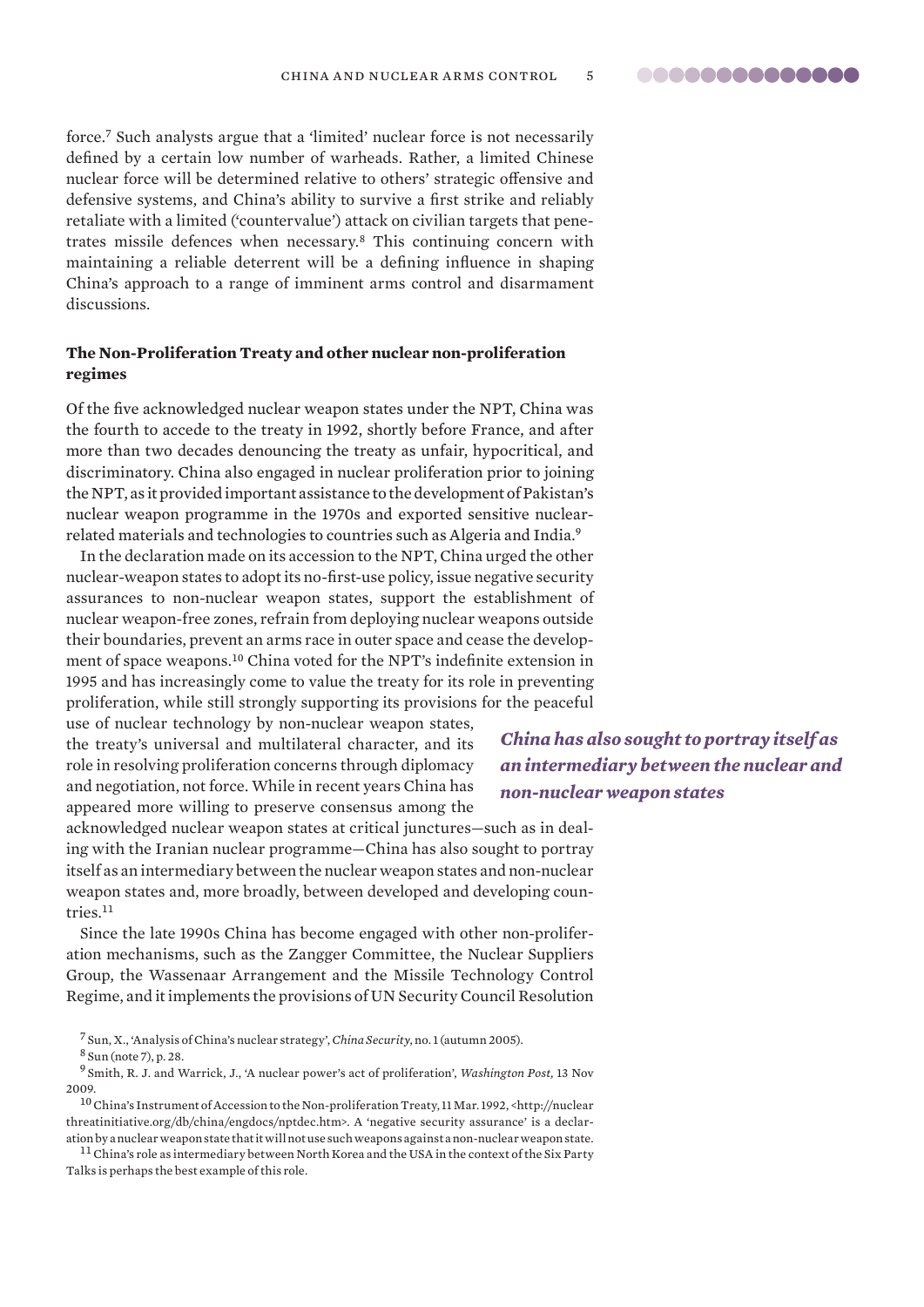force.[7] Such analysts argue that a 'limited' nuclear force is not necessarily defined by a certain low number of warheads. Rather, a limited Chinese nuclear force will be determined relative to others' strategic offensive and defensive systems, and China's ability to survive a first strike and reliably retaliate with a limited ('countervalue') attack on civilian targets that penetrates missile defences when necessary.[8] This continuing concern with maintaining a reliable deterrent will be a defining influence in shaping China's approach to a range of imminent arms control and disarmament discussions.

### The Non-Proliferation Treaty and other nuclear non-proliferation regimes

Of the five acknowledged nuclear weapon states under the NPT, China was the fourth to accede to the treaty in 1992, shortly before France, and after more than two decades denouncing the treaty as unfair, hypocritical, and discriminatory. China also engaged in nuclear proliferation prior to joining the NPT, as it provided important assistance to the development of Pakistan's nuclear weapon programme in the 1970s and exported sensitive nuclear-related materials and technologies to countries such as Algeria and India.[9]

In the declaration made on its accession to the NPT, China urged the other nuclear-weapon states to adopt its no-first-use policy, issue negative security assurances to non-nuclear weapon states, support the establishment of nuclear weapon-free zones, refrain from deploying nuclear weapons outside their boundaries, prevent an arms race in outer space and cease the development of space weapons.[10] China voted for the NPT's indefinite extension in 1995 and has increasingly come to value the treaty for its role in preventing proliferation, while still strongly supporting its provisions for the peaceful use of nuclear technology by non-nuclear weapon states, the treaty's universal and multilateral character, and its role in resolving proliferation concerns through diplomacy and negotiation, not force. While in recent years China has appeared more willing to preserve consensus among the acknowledged nuclear weapon states at critical junctures—such as in dealing with the Iranian nuclear programme—China has also sought to portray itself as an intermediary between the nuclear weapon states and non-nuclear weapon states and, more broadly, between developed and developing countries.[11]

***China has also sought to portray itself as an intermediary between the nuclear and non-nuclear weapon states***

Since the late 1990s China has become engaged with other non-proliferation mechanisms, such as the Zangger Committee, the Nuclear Suppliers Group, the Wassenaar Arrangement and the Missile Technology Control Regime, and it implements the provisions of UN Security Council Resolution

[7] Sun, X., 'Analysis of China's nuclear strategy', *China Security*, no. 1 (autumn 2005).

[8] Sun (note 7), p. 28.

[9] Smith, R. J. and Warrick, J., 'A nuclear power's act of proliferation', *Washington Post,* 13 Nov 2009.

[10] China's Instrument of Accession to the Non-proliferation Treaty, 11 Mar. 1992, <http://nuclearthreatinitiative.org/db/china/engdocs/nptdec.htm>. A 'negative security assurance' is a declaration by a nuclear weapon state that it will not use such weapons against a non-nuclear weapon state.

[11] China's role as intermediary between North Korea and the USA in the context of the Six Party Talks is perhaps the best example of this role.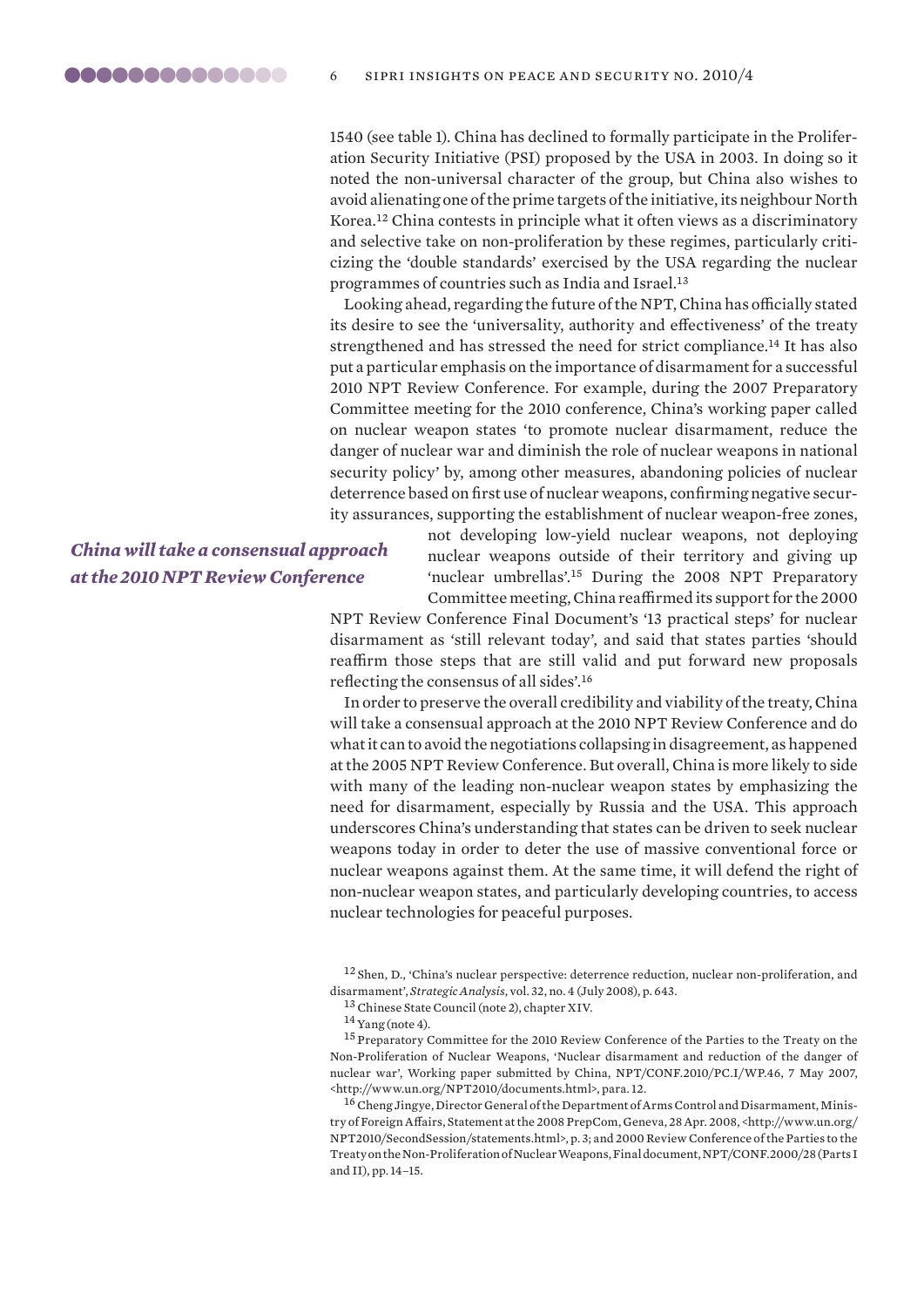1540 (see table 1). China has declined to formally participate in the Proliferation Security Initiative (PSI) proposed by the USA in 2003. In doing so it noted the non-universal character of the group, but China also wishes to avoid alienating one of the prime targets of the initiative, its neighbour North Korea.[12] China contests in principle what it often views as a discriminatory and selective take on non-proliferation by these regimes, particularly criticizing the 'double standards' exercised by the USA regarding the nuclear programmes of countries such as India and Israel.[13]

Looking ahead, regarding the future of the NPT, China has officially stated its desire to see the 'universality, authority and effectiveness' of the treaty strengthened and has stressed the need for strict compliance.[14] It has also put a particular emphasis on the importance of disarmament for a successful 2010 NPT Review Conference. For example, during the 2007 Preparatory Committee meeting for the 2010 conference, China's working paper called on nuclear weapon states 'to promote nuclear disarmament, reduce the danger of nuclear war and diminish the role of nuclear weapons in national security policy' by, among other measures, abandoning policies of nuclear deterrence based on first use of nuclear weapons, confirming negative security assurances, supporting the establishment of nuclear weapon-free zones, not developing low-yield nuclear weapons, not deploying nuclear weapons outside of their territory and giving up 'nuclear umbrellas'.[15] During the 2008 NPT Preparatory Committee meeting, China reaffirmed its support for the 2000 NPT Review Conference Final Document's '13 practical steps' for nuclear disarmament as 'still relevant today', and said that states parties 'should reaffirm those steps that are still valid and put forward new proposals reflecting the consensus of all sides'.[16]

*China will take a consensual approach at the 2010 NPT Review Conference*

In order to preserve the overall credibility and viability of the treaty, China will take a consensual approach at the 2010 NPT Review Conference and do what it can to avoid the negotiations collapsing in disagreement, as happened at the 2005 NPT Review Conference. But overall, China is more likely to side with many of the leading non-nuclear weapon states by emphasizing the need for disarmament, especially by Russia and the USA. This approach underscores China's understanding that states can be driven to seek nuclear weapons today in order to deter the use of massive conventional force or nuclear weapons against them. At the same time, it will defend the right of non-nuclear weapon states, and particularly developing countries, to access nuclear technologies for peaceful purposes.

[12] Shen, D., 'China's nuclear perspective: deterrence reduction, nuclear non-proliferation, and disarmament', *Strategic Analysis*, vol. 32, no. 4 (July 2008), p. 643.

[13] Chinese State Council (note 2), chapter XIV.

[14] Yang (note 4).

[15] Preparatory Committee for the 2010 Review Conference of the Parties to the Treaty on the Non-Proliferation of Nuclear Weapons, 'Nuclear disarmament and reduction of the danger of nuclear war', Working paper submitted by China, NPT/CONF.2010/PC.I/WP.46, 7 May 2007, <http://www.un.org/NPT2010/documents.html>, para. 12.

[16] Cheng Jingye, Director General of the Department of Arms Control and Disarmament, Ministry of Foreign Affairs, Statement at the 2008 PrepCom, Geneva, 28 Apr. 2008, <http://www.un.org/NPT2010/SecondSession/statements.html>, p. 3; and 2000 Review Conference of the Parties to the Treaty on the Non-Proliferation of Nuclear Weapons, Final document, NPT/CONF.2000/28 (Parts I and II), pp. 14–15.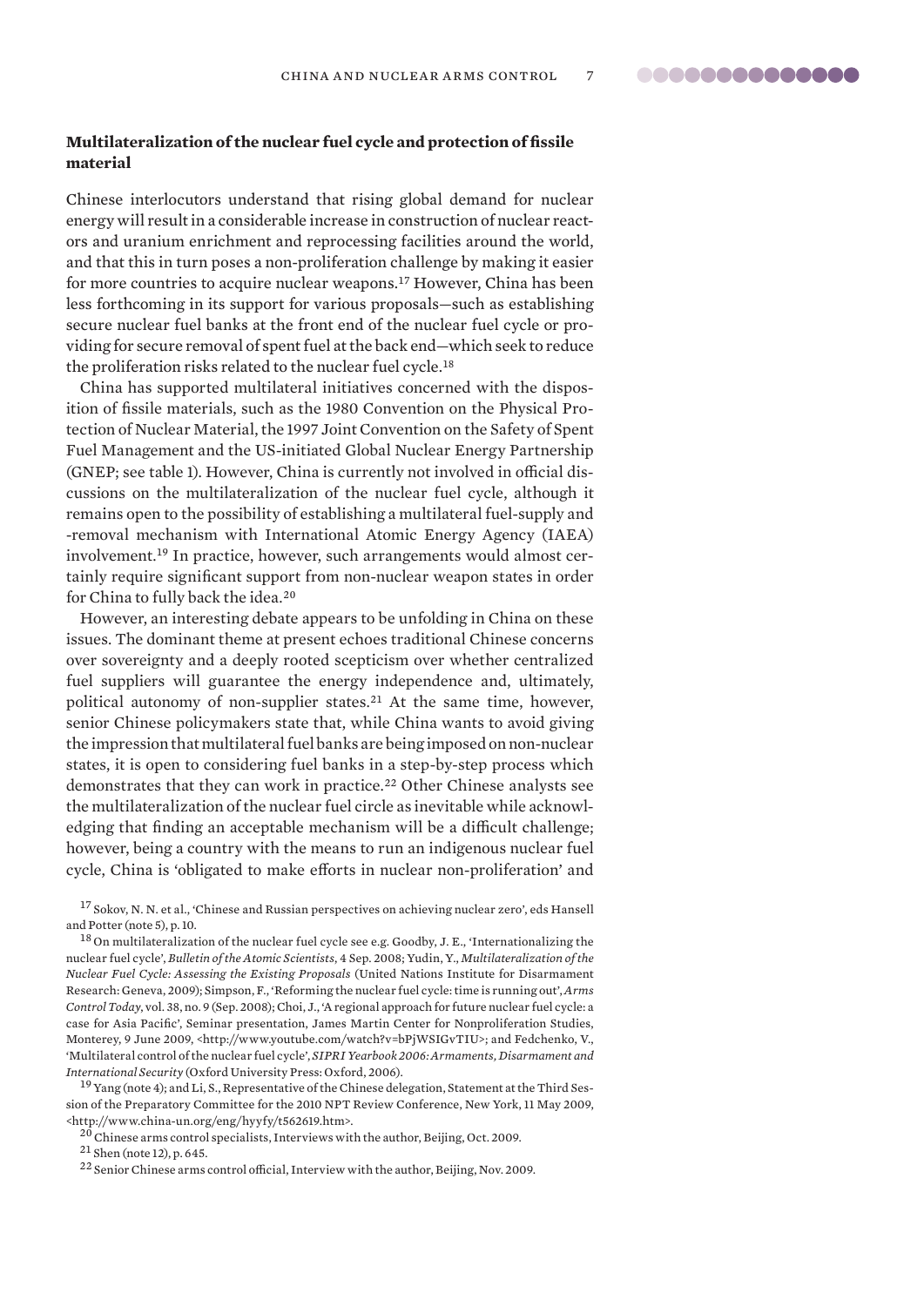### Multilateralization of the nuclear fuel cycle and protection of fissile material

Chinese interlocutors understand that rising global demand for nuclear energy will result in a considerable increase in construction of nuclear reactors and uranium enrichment and reprocessing facilities around the world, and that this in turn poses a non-proliferation challenge by making it easier for more countries to acquire nuclear weapons.[17] However, China has been less forthcoming in its support for various proposals—such as establishing secure nuclear fuel banks at the front end of the nuclear fuel cycle or providing for secure removal of spent fuel at the back end—which seek to reduce the proliferation risks related to the nuclear fuel cycle.[18]

China has supported multilateral initiatives concerned with the disposition of fissile materials, such as the 1980 Convention on the Physical Protection of Nuclear Material, the 1997 Joint Convention on the Safety of Spent Fuel Management and the US-initiated Global Nuclear Energy Partnership (GNEP; see table 1). However, China is currently not involved in official discussions on the multilateralization of the nuclear fuel cycle, although it remains open to the possibility of establishing a multilateral fuel-supply and -removal mechanism with International Atomic Energy Agency (IAEA) involvement.[19] In practice, however, such arrangements would almost certainly require significant support from non-nuclear weapon states in order for China to fully back the idea.[20]

However, an interesting debate appears to be unfolding in China on these issues. The dominant theme at present echoes traditional Chinese concerns over sovereignty and a deeply rooted scepticism over whether centralized fuel suppliers will guarantee the energy independence and, ultimately, political autonomy of non-supplier states.[21] At the same time, however, senior Chinese policymakers state that, while China wants to avoid giving the impression that multilateral fuel banks are being imposed on non-nuclear states, it is open to considering fuel banks in a step-by-step process which demonstrates that they can work in practice.[22] Other Chinese analysts see the multilateralization of the nuclear fuel circle as inevitable while acknowledging that finding an acceptable mechanism will be a difficult challenge; however, being a country with the means to run an indigenous nuclear fuel cycle, China is 'obligated to make efforts in nuclear non-proliferation' and

[17] Sokov, N. N. et al., 'Chinese and Russian perspectives on achieving nuclear zero', eds Hansell and Potter (note 5), p. 10.

[18] On multilateralization of the nuclear fuel cycle see e.g. Goodby, J. E., 'Internationalizing the nuclear fuel cycle', *Bulletin of the Atomic Scientists*, 4 Sep. 2008; Yudin, Y., *Multilateralization of the Nuclear Fuel Cycle: Assessing the Existing Proposals* (United Nations Institute for Disarmament Research: Geneva, 2009); Simpson, F., 'Reforming the nuclear fuel cycle: time is running out', *Arms Control Today*, vol. 38, no. 9 (Sep. 2008); Choi, J., 'A regional approach for future nuclear fuel cycle: a case for Asia Pacific', Seminar presentation, James Martin Center for Nonproliferation Studies, Monterey, 9 June 2009, <http://www.youtube.com/watch?v=bPjWSIGvTIU>; and Fedchenko, V., 'Multilateral control of the nuclear fuel cycle', *SIPRI Yearbook 2006: Armaments, Disarmament and International Security* (Oxford University Press: Oxford, 2006).

[19] Yang (note 4); and Li, S., Representative of the Chinese delegation, Statement at the Third Session of the Preparatory Committee for the 2010 NPT Review Conference, New York, 11 May 2009, <http://www.china-un.org/eng/hyyfy/t562619.htm>.

[20] Chinese arms control specialists, Interviews with the author, Beijing, Oct. 2009.

[21] Shen (note 12), p. 645.

[22] Senior Chinese arms control official, Interview with the author, Beijing, Nov. 2009.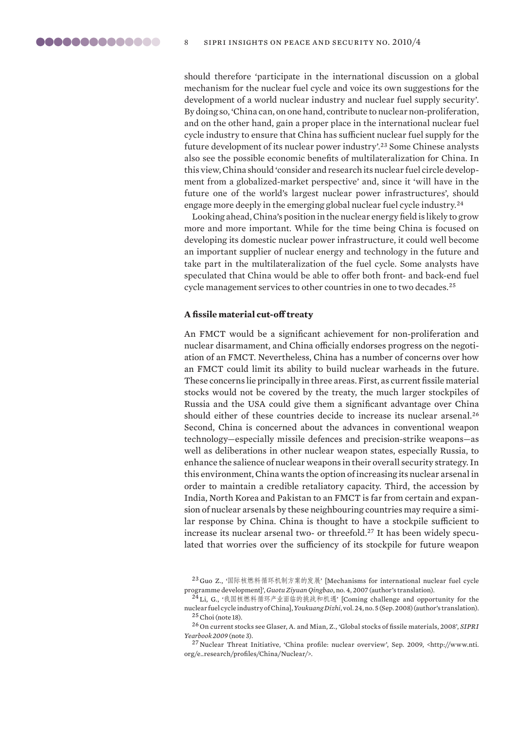should therefore 'participate in the international discussion on a global mechanism for the nuclear fuel cycle and voice its own suggestions for the development of a world nuclear industry and nuclear fuel supply security'. By doing so, 'China can, on one hand, contribute to nuclear non-proliferation, and on the other hand, gain a proper place in the international nuclear fuel cycle industry to ensure that China has sufficient nuclear fuel supply for the future development of its nuclear power industry'.[23] Some Chinese analysts also see the possible economic benefits of multilateralization for China. In this view, China should 'consider and research its nuclear fuel circle development from a globalized-market perspective' and, since it 'will have in the future one of the world's largest nuclear power infrastructures', should engage more deeply in the emerging global nuclear fuel cycle industry.[24]

Looking ahead, China's position in the nuclear energy field is likely to grow more and more important. While for the time being China is focused on developing its domestic nuclear power infrastructure, it could well become an important supplier of nuclear energy and technology in the future and take part in the multilateralization of the fuel cycle. Some analysts have speculated that China would be able to offer both front- and back-end fuel cycle management services to other countries in one to two decades.[25]

### A fissile material cut-off treaty

An FMCT would be a significant achievement for non-proliferation and nuclear disarmament, and China officially endorses progress on the negotiation of an FMCT. Nevertheless, China has a number of concerns over how an FMCT could limit its ability to build nuclear warheads in the future. These concerns lie principally in three areas. First, as current fissile material stocks would not be covered by the treaty, the much larger stockpiles of Russia and the USA could give them a significant advantage over China should either of these countries decide to increase its nuclear arsenal.[26] Second, China is concerned about the advances in conventional weapon technology—especially missile defences and precision-strike weapons—as well as deliberations in other nuclear weapon states, especially Russia, to enhance the salience of nuclear weapons in their overall security strategy. In this environment, China wants the option of increasing its nuclear arsenal in order to maintain a credible retaliatory capacity. Third, the accession by India, North Korea and Pakistan to an FMCT is far from certain and expansion of nuclear arsenals by these neighbouring countries may require a similar response by China. China is thought to have a stockpile sufficient to increase its nuclear arsenal two- or threefold.[27] It has been widely speculated that worries over the sufficiency of its stockpile for future weapon

---

[23] Guo Z., '国际核燃料循环机制方案的发展' [Mechanisms for international nuclear fuel cycle programme development]', *Guotu Ziyuan Qingbao*, no. 4, 2007 (author's translation).

[24] Li, G., '我国核燃料循环产业面临的挑战和机遇' [Coming challenge and opportunity for the nuclear fuel cycle industry of China], *Youkuang Dizhi*, vol. 24, no. 5 (Sep. 2008) (author's translation).

[25] Choi (note 18).

[26] On current stocks see Glaser, A. and Mian, Z., 'Global stocks of fissile materials, 2008', *SIPRI Yearbook 2009* (note 3).

[27] Nuclear Threat Initiative, 'China profile: nuclear overview', Sep. 2009, <http://www.nti.org/e_research/profiles/China/Nuclear/>.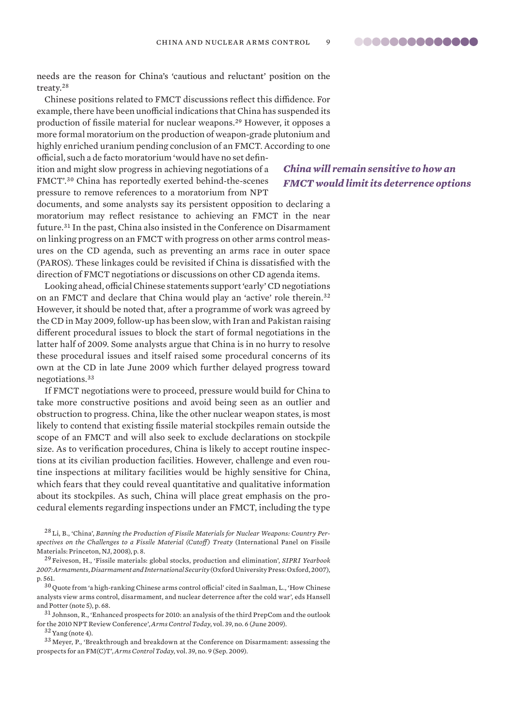needs are the reason for China's 'cautious and reluctant' position on the treaty.[28]

Chinese positions related to FMCT discussions reflect this diffidence. For example, there have been unofficial indications that China has suspended its production of fissile material for nuclear weapons.[29] However, it opposes a more formal moratorium on the production of weapon-grade plutonium and highly enriched uranium pending conclusion of an FMCT. According to one official, such a de facto moratorium 'would have no set definition and might slow progress in achieving negotiations of a FMCT'.[30] China has reportedly exerted behind-the-scenes pressure to remove references to a moratorium from NPT documents, and some analysts say its persistent opposition to declaring a moratorium may reflect resistance to achieving an FMCT in the near future.[31] In the past, China also insisted in the Conference on Disarmament on linking progress on an FMCT with progress on other arms control measures on the CD agenda, such as preventing an arms race in outer space (PAROS). These linkages could be revisited if China is dissatisfied with the direction of FMCT negotiations or discussions on other CD agenda items.

***China will remain sensitive to how an FMCT would limit its deterrence options***

Looking ahead, official Chinese statements support 'early' CD negotiations on an FMCT and declare that China would play an 'active' role therein.[32] However, it should be noted that, after a programme of work was agreed by the CD in May 2009, follow-up has been slow, with Iran and Pakistan raising different procedural issues to block the start of formal negotiations in the latter half of 2009. Some analysts argue that China is in no hurry to resolve these procedural issues and itself raised some procedural concerns of its own at the CD in late June 2009 which further delayed progress toward negotiations.[33]

If FMCT negotiations were to proceed, pressure would build for China to take more constructive positions and avoid being seen as an outlier and obstruction to progress. China, like the other nuclear weapon states, is most likely to contend that existing fissile material stockpiles remain outside the scope of an FMCT and will also seek to exclude declarations on stockpile size. As to verification procedures, China is likely to accept routine inspections at its civilian production facilities. However, challenge and even routine inspections at military facilities would be highly sensitive for China, which fears that they could reveal quantitative and qualitative information about its stockpiles. As such, China will place great emphasis on the procedural elements regarding inspections under an FMCT, including the type

[28] Li, B., 'China', *Banning the Production of Fissile Materials for Nuclear Weapons: Country Perspectives on the Challenges to a Fissile Material (Cutoff) Treaty* (International Panel on Fissile Materials: Princeton, NJ, 2008), p. 8.

[29] Feiveson, H., 'Fissile materials: global stocks, production and elimination', *SIPRI Yearbook 2007: Armaments, Disarmament and International Security* (Oxford University Press: Oxford, 2007), p. 561.

[30] Quote from 'a high-ranking Chinese arms control official' cited in Saalman, L., 'How Chinese analysts view arms control, disarmament, and nuclear deterrence after the cold war', eds Hansell and Potter (note 5), p. 68.

[31] Johnson, R., 'Enhanced prospects for 2010: an analysis of the third PrepCom and the outlook for the 2010 NPT Review Conference', *Arms Control Today*, vol. 39, no. 6 (June 2009).

[32] Yang (note 4).

[33] Meyer, P., 'Breakthrough and breakdown at the Conference on Disarmament: assessing the prospects for an FM(C)T', *Arms Control Today*, vol. 39, no. 9 (Sep. 2009).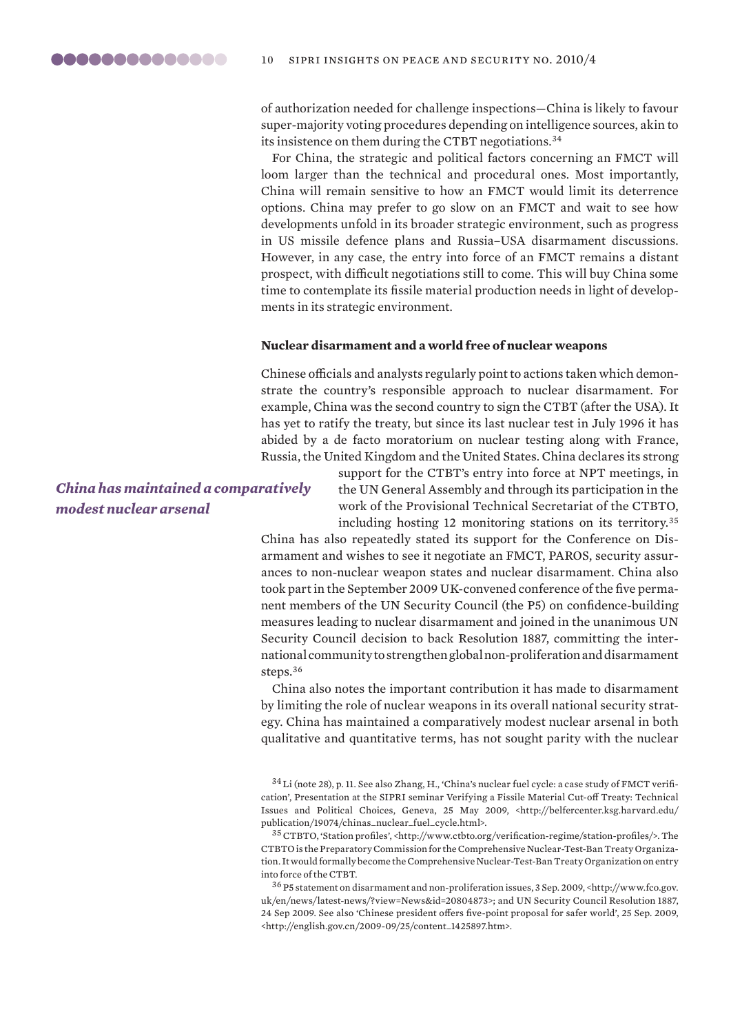of authorization needed for challenge inspections—China is likely to favour super-majority voting procedures depending on intelligence sources, akin to its insistence on them during the CTBT negotiations.[34]

For China, the strategic and political factors concerning an FMCT will loom larger than the technical and procedural ones. Most importantly, China will remain sensitive to how an FMCT would limit its deterrence options. China may prefer to go slow on an FMCT and wait to see how developments unfold in its broader strategic environment, such as progress in US missile defence plans and Russia–USA disarmament discussions. However, in any case, the entry into force of an FMCT remains a distant prospect, with difficult negotiations still to come. This will buy China some time to contemplate its fissile material production needs in light of developments in its strategic environment.

### Nuclear disarmament and a world free of nuclear weapons

Chinese officials and analysts regularly point to actions taken which demonstrate the country's responsible approach to nuclear disarmament. For example, China was the second country to sign the CTBT (after the USA). It has yet to ratify the treaty, but since its last nuclear test in July 1996 it has abided by a de facto moratorium on nuclear testing along with France, Russia, the United Kingdom and the United States. China declares its strong support for the CTBT's entry into force at NPT meetings, in the UN General Assembly and through its participation in the work of the Provisional Technical Secretariat of the CTBTO, including hosting 12 monitoring stations on its territory.[35] China has also repeatedly stated its support for the Conference on Disarmament and wishes to see it negotiate an FMCT, PAROS, security assurances to non-nuclear weapon states and nuclear disarmament. China also took part in the September 2009 UK-convened conference of the five permanent members of the UN Security Council (the P5) on confidence-building measures leading to nuclear disarmament and joined in the unanimous UN Security Council decision to back Resolution 1887, committing the international community to strengthen global non-proliferation and disarmament steps.[36]

***China has maintained a comparatively modest nuclear arsenal***

China also notes the important contribution it has made to disarmament by limiting the role of nuclear weapons in its overall national security strategy. China has maintained a comparatively modest nuclear arsenal in both qualitative and quantitative terms, has not sought parity with the nuclear

[34] Li (note 28), p. 11. See also Zhang, H., 'China's nuclear fuel cycle: a case study of FMCT verification', Presentation at the SIPRI seminar Verifying a Fissile Material Cut-off Treaty: Technical Issues and Political Choices, Geneva, 25 May 2009, <http://belfercenter.ksg.harvard.edu/publication/19074/chinas_nuclear_fuel_cycle.html>.

[35] CTBTO, 'Station profiles', <http://www.ctbto.org/verification-regime/station-profiles/>. The CTBTO is the Preparatory Commission for the Comprehensive Nuclear-Test-Ban Treaty Organization. It would formally become the Comprehensive Nuclear-Test-Ban Treaty Organization on entry into force of the CTBT.

[36] P5 statement on disarmament and non-proliferation issues, 3 Sep. 2009, <http://www.fco.gov.uk/en/news/latest-news/?view=News&id=20804873>; and UN Security Council Resolution 1887, 24 Sep 2009. See also 'Chinese president offers five-point proposal for safer world', 25 Sep. 2009, <http://english.gov.cn/2009-09/25/content_1425897.htm>.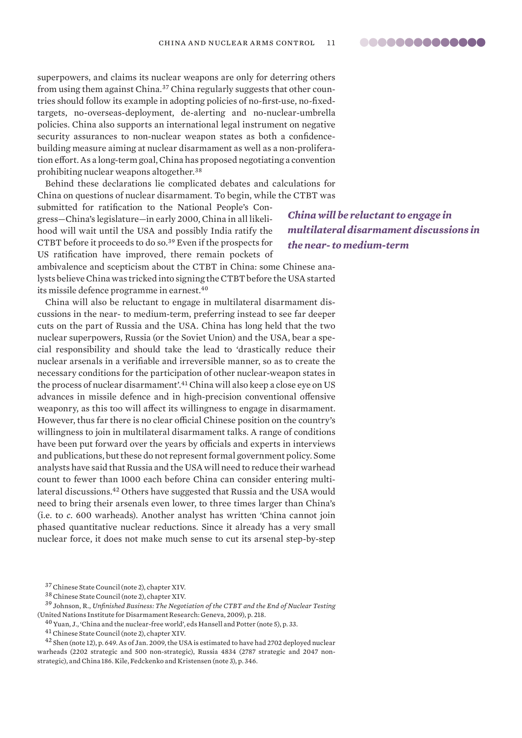superpowers, and claims its nuclear weapons are only for deterring others from using them against China.[37] China regularly suggests that other countries should follow its example in adopting policies of no-first-use, no-fixed-targets, no-overseas-deployment, de-alerting and no-nuclear-umbrella policies. China also supports an international legal instrument on negative security assurances to non-nuclear weapon states as both a confidence-building measure aiming at nuclear disarmament as well as a non-proliferation effort. As a long-term goal, China has proposed negotiating a convention prohibiting nuclear weapons altogether.[38]

Behind these declarations lie complicated debates and calculations for China on questions of nuclear disarmament. To begin, while the CTBT was submitted for ratification to the National People's Congress—China's legislature—in early 2000, China in all likelihood will wait until the USA and possibly India ratify the CTBT before it proceeds to do so.[39] Even if the prospects for US ratification have improved, there remain pockets of ambivalence and scepticism about the CTBT in China: some Chinese analysts believe China was tricked into signing the CTBT before the USA started its missile defence programme in earnest.[40]

***China will be reluctant to engage in multilateral disarmament discussions in the near- to medium-term***

China will also be reluctant to engage in multilateral disarmament discussions in the near- to medium-term, preferring instead to see far deeper cuts on the part of Russia and the USA. China has long held that the two nuclear superpowers, Russia (or the Soviet Union) and the USA, bear a special responsibility and should take the lead to 'drastically reduce their nuclear arsenals in a verifiable and irreversible manner, so as to create the necessary conditions for the participation of other nuclear-weapon states in the process of nuclear disarmament'.[41] China will also keep a close eye on US advances in missile defence and in high-precision conventional offensive weaponry, as this too will affect its willingness to engage in disarmament. However, thus far there is no clear official Chinese position on the country's willingness to join in multilateral disarmament talks. A range of conditions have been put forward over the years by officials and experts in interviews and publications, but these do not represent formal government policy. Some analysts have said that Russia and the USA will need to reduce their warhead count to fewer than 1000 each before China can consider entering multilateral discussions.[42] Others have suggested that Russia and the USA would need to bring their arsenals even lower, to three times larger than China's (i.e. to *c.* 600 warheads). Another analyst has written 'China cannot join phased quantitative nuclear reductions. Since it already has a very small nuclear force, it does not make much sense to cut its arsenal step-by-step

[37] Chinese State Council (note 2), chapter XIV.

[38] Chinese State Council (note 2), chapter XIV.

[39] Johnson, R., *Unfinished Business: The Negotiation of the CTBT and the End of Nuclear Testing* (United Nations Institute for Disarmament Research: Geneva, 2009), p. 218.

[40] Yuan, J., 'China and the nuclear-free world', eds Hansell and Potter (note 5), p. 33.

[41] Chinese State Council (note 2), chapter XIV.

[42] Shen (note 12), p. 649. As of Jan. 2009, the USA is estimated to have had 2702 deployed nuclear warheads (2202 strategic and 500 non-strategic), Russia 4834 (2787 strategic and 2047 non-strategic), and China 186. Kile, Fedchenko and Kristensen (note 3), p. 346.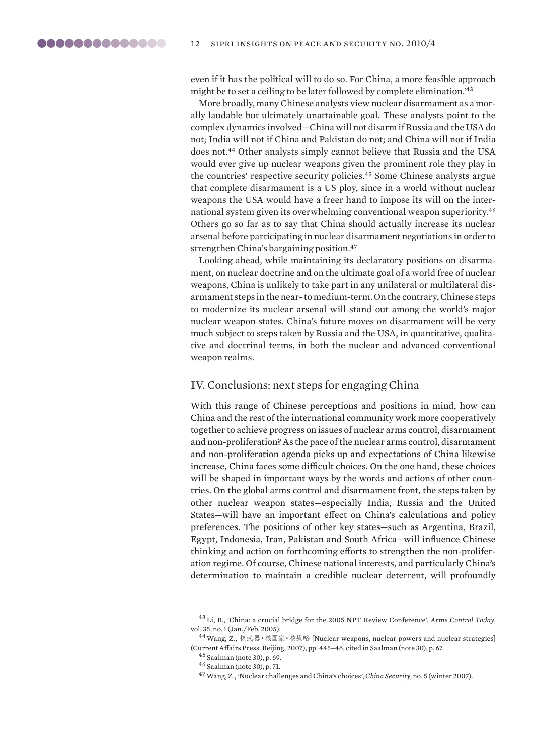even if it has the political will to do so. For China, a more feasible approach might be to set a ceiling to be later followed by complete elimination.'[43]

More broadly, many Chinese analysts view nuclear disarmament as a morally laudable but ultimately unattainable goal. These analysts point to the complex dynamics involved—China will not disarm if Russia and the USA do not; India will not if China and Pakistan do not; and China will not if India does not.[44] Other analysts simply cannot believe that Russia and the USA would ever give up nuclear weapons given the prominent role they play in the countries' respective security policies.[45] Some Chinese analysts argue that complete disarmament is a US ploy, since in a world without nuclear weapons the USA would have a freer hand to impose its will on the international system given its overwhelming conventional weapon superiority.[46] Others go so far as to say that China should actually increase its nuclear arsenal before participating in nuclear disarmament negotiations in order to strengthen China's bargaining position.[47]

Looking ahead, while maintaining its declaratory positions on disarmament, on nuclear doctrine and on the ultimate goal of a world free of nuclear weapons, China is unlikely to take part in any unilateral or multilateral disarmament steps in the near- to medium-term. On the contrary, Chinese steps to modernize its nuclear arsenal will stand out among the world's major nuclear weapon states. China's future moves on disarmament will be very much subject to steps taken by Russia and the USA, in quantitative, qualitative and doctrinal terms, in both the nuclear and advanced conventional weapon realms.

## IV. Conclusions: next steps for engaging China

With this range of Chinese perceptions and positions in mind, how can China and the rest of the international community work more cooperatively together to achieve progress on issues of nuclear arms control, disarmament and non-proliferation? As the pace of the nuclear arms control, disarmament and non-proliferation agenda picks up and expectations of China likewise increase, China faces some difficult choices. On the one hand, these choices will be shaped in important ways by the words and actions of other countries. On the global arms control and disarmament front, the steps taken by other nuclear weapon states—especially India, Russia and the United States—will have an important effect on China's calculations and policy preferences. The positions of other key states—such as Argentina, Brazil, Egypt, Indonesia, Iran, Pakistan and South Africa—will influence Chinese thinking and action on forthcoming efforts to strengthen the non-proliferation regime. Of course, Chinese national interests, and particularly China's determination to maintain a credible nuclear deterrent, will profoundly

[43] Li, B., 'China: a crucial bridge for the 2005 NPT Review Conference', *Arms Control Today*, vol. 35, no. 1 (Jan./Feb. 2005).

[44] Wang, Z., 核武器•核国家•核战略 [Nuclear weapons, nuclear powers and nuclear strategies] (Current Affairs Press: Beijing, 2007), pp. 445–46, cited in Saalman (note 30), p. 67.

[45] Saalman (note 30), p. 69.

[46] Saalman (note 30), p. 71.

[47] Wang, Z., 'Nuclear challenges and China's choices', *China Security*, no. 5 (winter 2007).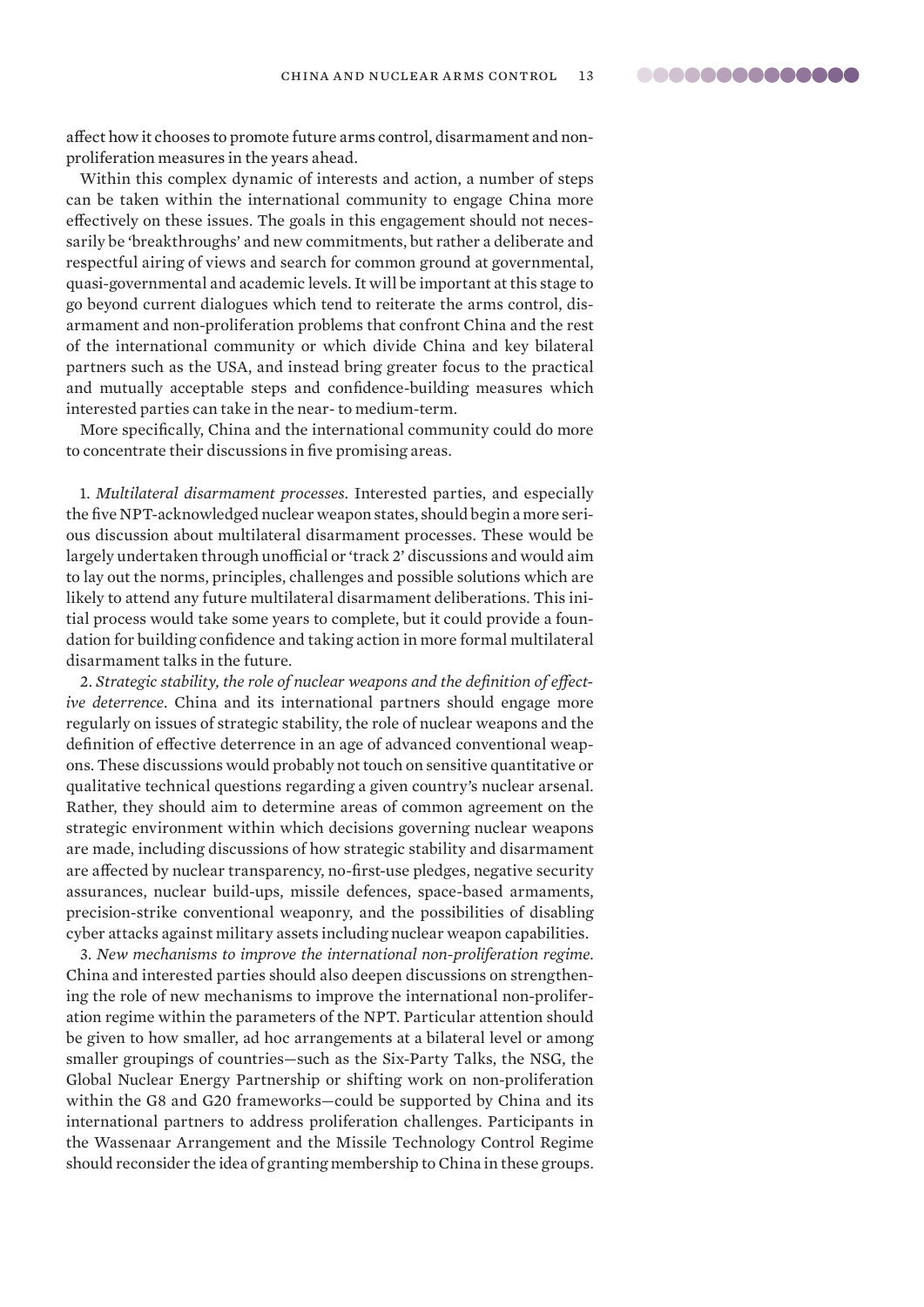affect how it chooses to promote future arms control, disarmament and non-proliferation measures in the years ahead.

Within this complex dynamic of interests and action, a number of steps can be taken within the international community to engage China more effectively on these issues. The goals in this engagement should not necessarily be 'breakthroughs' and new commitments, but rather a deliberate and respectful airing of views and search for common ground at governmental, quasi-governmental and academic levels. It will be important at this stage to go beyond current dialogues which tend to reiterate the arms control, disarmament and non-proliferation problems that confront China and the rest of the international community or which divide China and key bilateral partners such as the USA, and instead bring greater focus to the practical and mutually acceptable steps and confidence-building measures which interested parties can take in the near- to medium-term.

More specifically, China and the international community could do more to concentrate their discussions in five promising areas.

1. *Multilateral disarmament processes*. Interested parties, and especially the five NPT-acknowledged nuclear weapon states, should begin a more serious discussion about multilateral disarmament processes. These would be largely undertaken through unofficial or 'track 2' discussions and would aim to lay out the norms, principles, challenges and possible solutions which are likely to attend any future multilateral disarmament deliberations. This initial process would take some years to complete, but it could provide a foundation for building confidence and taking action in more formal multilateral disarmament talks in the future.

2. *Strategic stability, the role of nuclear weapons and the definition of effective deterrence*. China and its international partners should engage more regularly on issues of strategic stability, the role of nuclear weapons and the definition of effective deterrence in an age of advanced conventional weapons. These discussions would probably not touch on sensitive quantitative or qualitative technical questions regarding a given country's nuclear arsenal. Rather, they should aim to determine areas of common agreement on the strategic environment within which decisions governing nuclear weapons are made, including discussions of how strategic stability and disarmament are affected by nuclear transparency, no-first-use pledges, negative security assurances, nuclear build-ups, missile defences, space-based armaments, precision-strike conventional weaponry, and the possibilities of disabling cyber attacks against military assets including nuclear weapon capabilities.

3. *New mechanisms to improve the international non-proliferation regime*. China and interested parties should also deepen discussions on strengthening the role of new mechanisms to improve the international non-proliferation regime within the parameters of the NPT. Particular attention should be given to how smaller, ad hoc arrangements at a bilateral level or among smaller groupings of countries—such as the Six-Party Talks, the NSG, the Global Nuclear Energy Partnership or shifting work on non-proliferation within the G8 and G20 frameworks—could be supported by China and its international partners to address proliferation challenges. Participants in the Wassenaar Arrangement and the Missile Technology Control Regime should reconsider the idea of granting membership to China in these groups.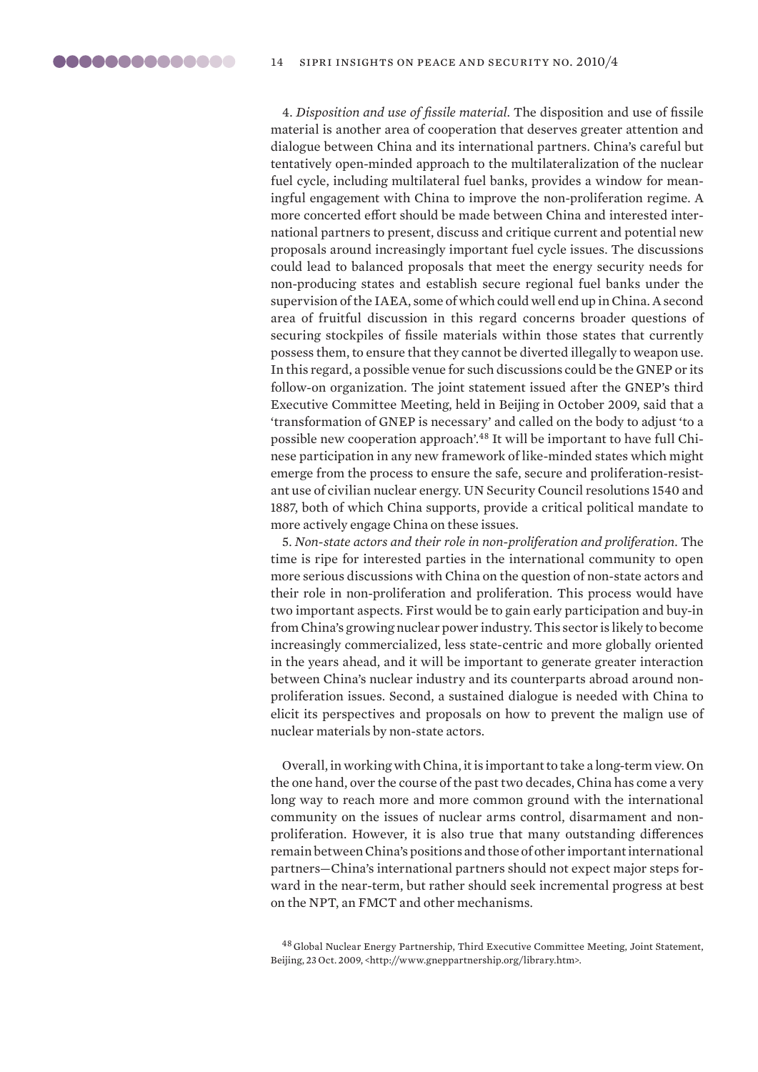4. *Disposition and use of fissile material.* The disposition and use of fissile material is another area of cooperation that deserves greater attention and dialogue between China and its international partners. China's careful but tentatively open-minded approach to the multilateralization of the nuclear fuel cycle, including multilateral fuel banks, provides a window for meaningful engagement with China to improve the non-proliferation regime. A more concerted effort should be made between China and interested international partners to present, discuss and critique current and potential new proposals around increasingly important fuel cycle issues. The discussions could lead to balanced proposals that meet the energy security needs for non-producing states and establish secure regional fuel banks under the supervision of the IAEA, some of which could well end up in China. A second area of fruitful discussion in this regard concerns broader questions of securing stockpiles of fissile materials within those states that currently possess them, to ensure that they cannot be diverted illegally to weapon use. In this regard, a possible venue for such discussions could be the GNEP or its follow-on organization. The joint statement issued after the GNEP's third Executive Committee Meeting, held in Beijing in October 2009, said that a 'transformation of GNEP is necessary' and called on the body to adjust 'to a possible new cooperation approach'.[48] It will be important to have full Chinese participation in any new framework of like-minded states which might emerge from the process to ensure the safe, secure and proliferation-resistant use of civilian nuclear energy. UN Security Council resolutions 1540 and 1887, both of which China supports, provide a critical political mandate to more actively engage China on these issues.

5. *Non-state actors and their role in non-proliferation and proliferation.* The time is ripe for interested parties in the international community to open more serious discussions with China on the question of non-state actors and their role in non-proliferation and proliferation. This process would have two important aspects. First would be to gain early participation and buy-in from China's growing nuclear power industry. This sector is likely to become increasingly commercialized, less state-centric and more globally oriented in the years ahead, and it will be important to generate greater interaction between China's nuclear industry and its counterparts abroad around non-proliferation issues. Second, a sustained dialogue is needed with China to elicit its perspectives and proposals on how to prevent the malign use of nuclear materials by non-state actors.

Overall, in working with China, it is important to take a long-term view. On the one hand, over the course of the past two decades, China has come a very long way to reach more and more common ground with the international community on the issues of nuclear arms control, disarmament and non-proliferation. However, it is also true that many outstanding differences remain between China's positions and those of other important international partners—China's international partners should not expect major steps forward in the near-term, but rather should seek incremental progress at best on the NPT, an FMCT and other mechanisms.

[48] Global Nuclear Energy Partnership, Third Executive Committee Meeting, Joint Statement, Beijing, 23 Oct. 2009, <http://www.gneppartnership.org/library.htm>.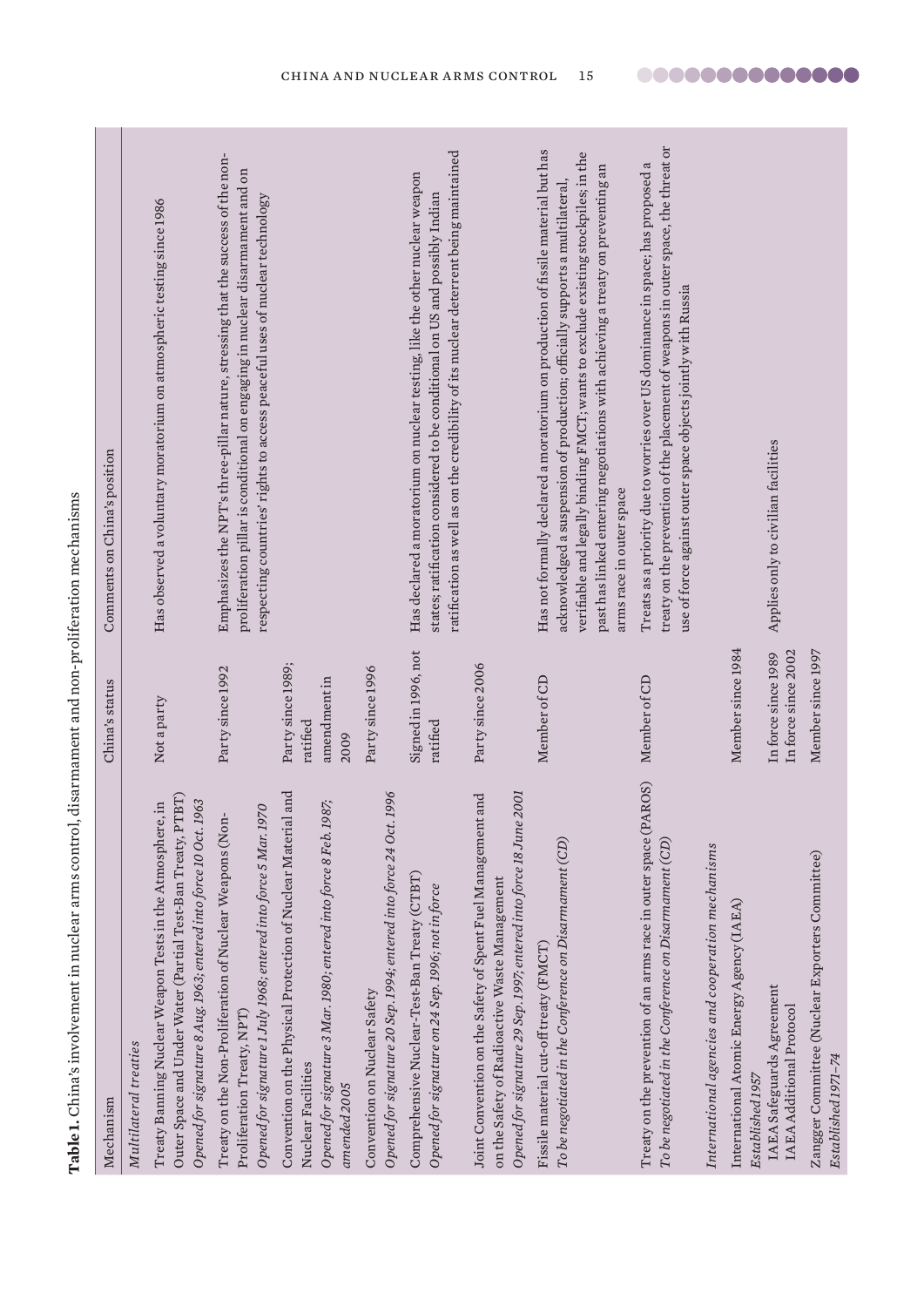**Table 1.** China's involvement in nuclear arms control, disarmament and non-proliferation mechanisms

| Mechanism | China's status | Comments on China's position |
|---|---|---|
| *Multilateral treaties* | | |
| Treaty Banning Nuclear Weapon Tests in the Atmosphere, in Outer Space and Under Water (Partial Test-Ban Treaty, PTBT) *Opened for signature 8 Aug. 1963; entered into force 10 Oct. 1963* | Not a party | Has observed a voluntary moratorium on atmospheric testing since 1986 |
| Treaty on the Non-Proliferation of Nuclear Weapons (Non-Proliferation Treaty, NPT) *Opened for signature 1 July 1968; entered into force 5 Mar. 1970* | Party since 1992 | Emphasizes the NPT's three-pillar nature, stressing that the success of the non-proliferation pillar is conditional on engaging in nuclear disarmament and on respecting countries' rights to access peaceful uses of nuclear technology |
| Convention on the Physical Protection of Nuclear Material and Nuclear Facilities *Opened for signature 3 Mar. 1980; entered into force 8 Feb. 1987; amended 2005* | Party since 1989; ratified amendment in 2009 | |
| Convention on Nuclear Safety *Opened for signature 20 Sep. 1994; entered into force 24 Oct. 1996* | Party since 1996 | |
| Comprehensive Nuclear-Test-Ban Treaty (CTBT) *Opened for signature on 24 Sep. 1996; not in force* | Signed in 1996, not ratified | Has declared a moratorium on nuclear testing, like the other nuclear weapon states; ratification considered to be conditional on US and possibly Indian ratification as well as on the credibility of its nuclear deterrent being maintained |
| Joint Convention on the Safety of Spent Fuel Management and on the Safety of Radioactive Waste Management *Opened for signature 29 Sep. 1997; entered into force 18 June 2001* | Party since 2006 | |
| Fissile material cut-off treaty (FMCT) *To be negotiated in the Conference on Disarmament (CD)* | Member of CD | Has not formally declared a moratorium on production of fissile material but has acknowledged a suspension of production; officially supports a multilateral, verifiable and legally binding FMCT; wants to exclude existing stockpiles; in the past has linked entering negotiations with achieving a treaty on preventing an arms race in outer space |
| Treaty on the prevention of an arms race in outer space (PAROS) *To be negotiated in the Conference on Disarmament (CD)* | Member of CD | Treats as a priority due to worries over US dominance in space; has proposed a treaty on the prevention of the placement of weapons in outer space, the threat or use of force against outer space objects jointly with Russia |
| *International agencies and cooperation mechanisms* | | |
| International Atomic Energy Agency (IAEA) *Established 1957* | Member since 1984 | |
| IAEA Safeguards Agreement | In force since 1989 | Applies only to civilian facilities |
| IAEA Additional Protocol | In force since 2002 | |
| Zangger Committee (Nuclear Exporters Committee) *Established 1971–74* | Member since 1997 | |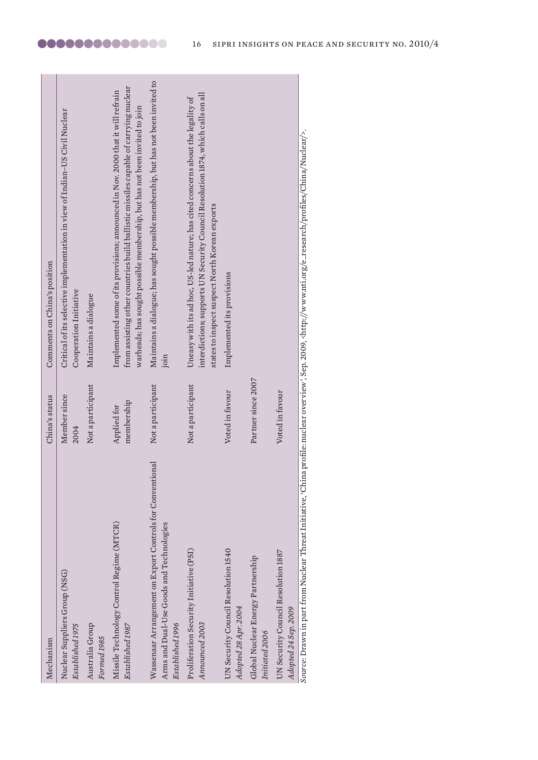| Mechanism | China's status | Comments on China's position |
| --- | --- | --- |
| Nuclear Suppliers Group (NSG) *Established 1975* | Member since 2004 | Critical of its selective implementation in view of Indian–US Civil Nuclear Cooperation Initiative |
| Australia Group *Formed 1985* | Not a participant | Maintains a dialogue |
| Missile Technology Control Regime (MTCR) *Established 1987* | Applied for membership | Implemented some of its provisions; announced in Nov. 2000 that it will refrain from assisting other countries build ballistic missiles capable of carrying nuclear warheads; has sought possible membership, but has not been invited to join |
| Wassenaar Arrangement on Export Controls for Conventional Arms and Dual-Use Goods and Technologies *Established 1996* | Not a participant | Maintains a dialogue; has sought possible membership, but has not been invited to join |
| Proliferation Security Initiative (PSI) *Announced 2003* | Not a participant | Uneasy with its ad hoc, US-led nature; has cited concerns about the legality of interdictions; supports UN Security Council Resolution 1874, which calls on all states to inspect suspect North Korean exports |
| UN Security Council Resolution 1540 *Adopted 28 Apr. 2004* | Voted in favour | Implemented its provisions |
| Global Nuclear Energy Partnership *Initiated 2006* | Partner since 2007 | |
| UN Security Council Resolution 1887 *Adopted 24 Sep. 2009* | Voted in favour | |

*Source*: Drawn in part from Nuclear Threat Initiative, 'China profile: nuclear overview', Sep. 2009, <http://www.nti.org/e_research/profiles/China/Nuclear/>.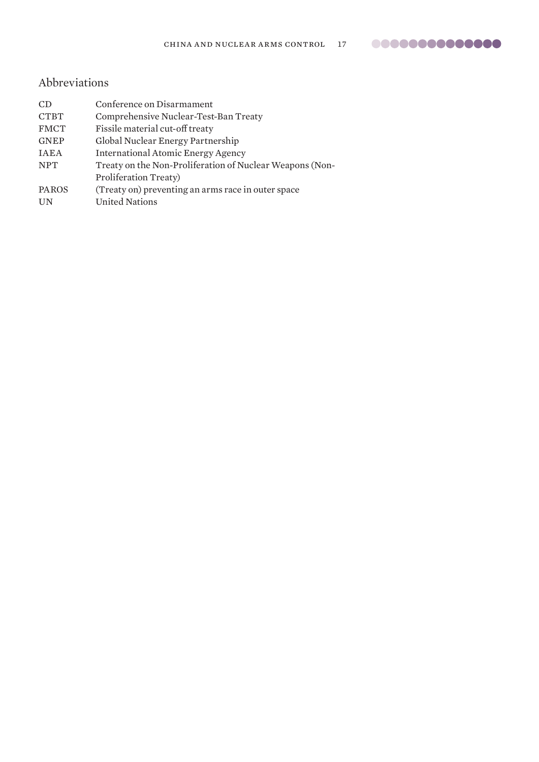## Abbreviations

| | |
|---|---|
| CD | Conference on Disarmament |
| CTBT | Comprehensive Nuclear-Test-Ban Treaty |
| FMCT | Fissile material cut-off treaty |
| GNEP | Global Nuclear Energy Partnership |
| IAEA | International Atomic Energy Agency |
| NPT | Treaty on the Non-Proliferation of Nuclear Weapons (Non-Proliferation Treaty) |
| PAROS | (Treaty on) preventing an arms race in outer space |
| UN | United Nations |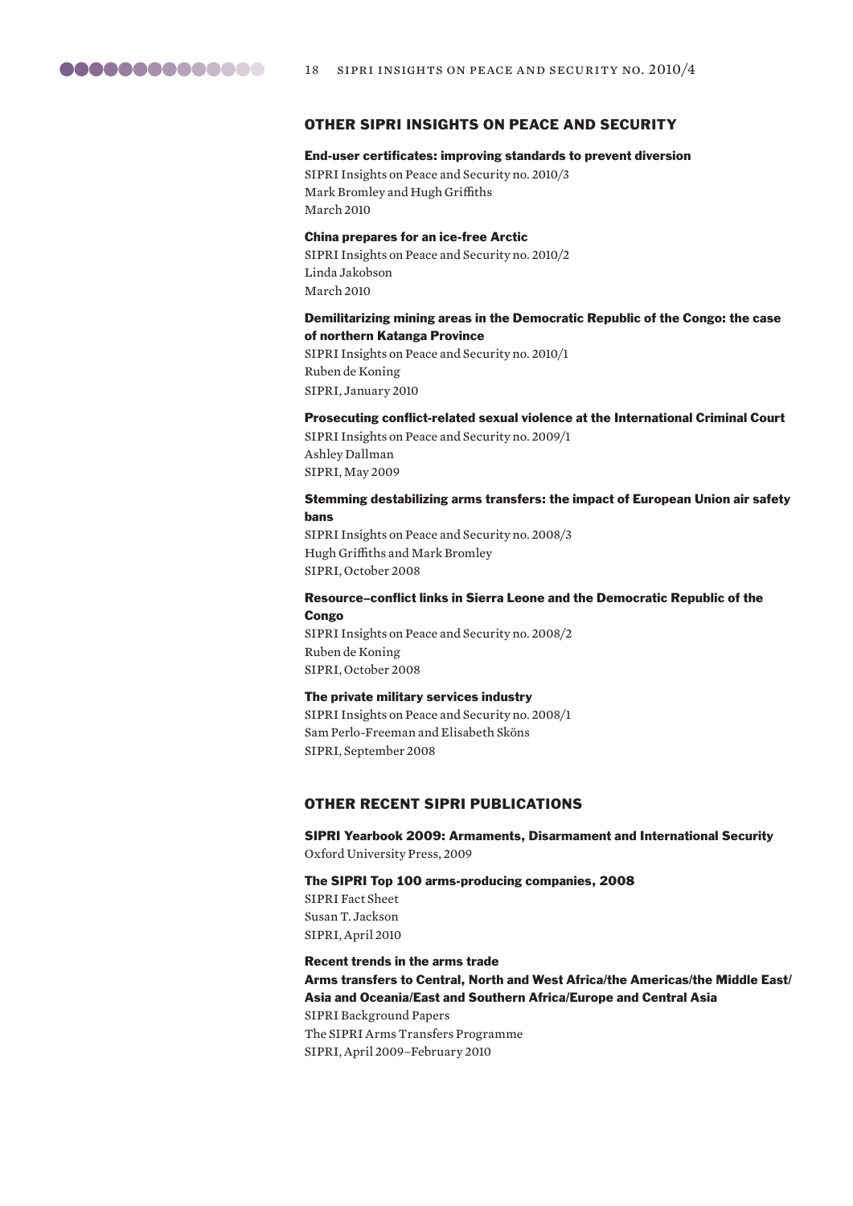## OTHER SIPRI INSIGHTS ON PEACE AND SECURITY

**End-user certificates: improving standards to prevent diversion**
SIPRI Insights on Peace and Security no. 2010/3
Mark Bromley and Hugh Griffiths
March 2010

**China prepares for an ice-free Arctic**
SIPRI Insights on Peace and Security no. 2010/2
Linda Jakobson
March 2010

**Demilitarizing mining areas in the Democratic Republic of the Congo: the case of northern Katanga Province**
SIPRI Insights on Peace and Security no. 2010/1
Ruben de Koning
SIPRI, January 2010

**Prosecuting conflict-related sexual violence at the International Criminal Court**
SIPRI Insights on Peace and Security no. 2009/1
Ashley Dallman
SIPRI, May 2009

**Stemming destabilizing arms transfers: the impact of European Union air safety bans**
SIPRI Insights on Peace and Security no. 2008/3
Hugh Griffiths and Mark Bromley
SIPRI, October 2008

**Resource–conflict links in Sierra Leone and the Democratic Republic of the Congo**
SIPRI Insights on Peace and Security no. 2008/2
Ruben de Koning
SIPRI, October 2008

**The private military services industry**
SIPRI Insights on Peace and Security no. 2008/1
Sam Perlo-Freeman and Elisabeth Sköns
SIPRI, September 2008

## OTHER RECENT SIPRI PUBLICATIONS

**SIPRI Yearbook 2009: Armaments, Disarmament and International Security**
Oxford University Press, 2009

**The SIPRI Top 100 arms-producing companies, 2008**
SIPRI Fact Sheet
Susan T. Jackson
SIPRI, April 2010

**Recent trends in the arms trade**
**Arms transfers to Central, North and West Africa/the Americas/the Middle East/Asia and Oceania/East and Southern Africa/Europe and Central Asia**
SIPRI Background Papers
The SIPRI Arms Transfers Programme
SIPRI, April 2009–February 2010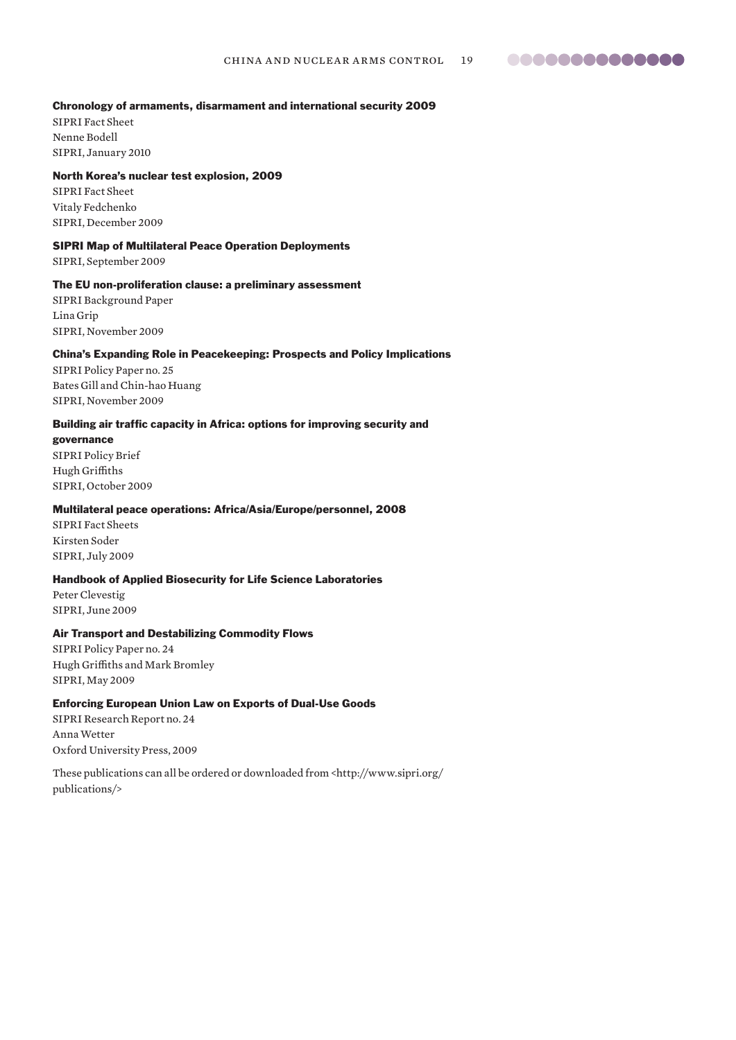**Chronology of armaments, disarmament and international security 2009**
SIPRI Fact Sheet
Nenne Bodell
SIPRI, January 2010

**North Korea's nuclear test explosion, 2009**
SIPRI Fact Sheet
Vitaly Fedchenko
SIPRI, December 2009

**SIPRI Map of Multilateral Peace Operation Deployments**
SIPRI, September 2009

**The EU non-proliferation clause: a preliminary assessment**
SIPRI Background Paper
Lina Grip
SIPRI, November 2009

**China's Expanding Role in Peacekeeping: Prospects and Policy Implications**
SIPRI Policy Paper no. 25
Bates Gill and Chin-hao Huang
SIPRI, November 2009

**Building air traffic capacity in Africa: options for improving security and governance**
SIPRI Policy Brief
Hugh Griffiths
SIPRI, October 2009

**Multilateral peace operations: Africa/Asia/Europe/personnel, 2008**
SIPRI Fact Sheets
Kirsten Soder
SIPRI, July 2009

**Handbook of Applied Biosecurity for Life Science Laboratories**
Peter Clevestig
SIPRI, June 2009

**Air Transport and Destabilizing Commodity Flows**
SIPRI Policy Paper no. 24
Hugh Griffiths and Mark Bromley
SIPRI, May 2009

**Enforcing European Union Law on Exports of Dual-Use Goods**
SIPRI Research Report no. 24
Anna Wetter
Oxford University Press, 2009

These publications can all be ordered or downloaded from <http://www.sipri.org/publications/>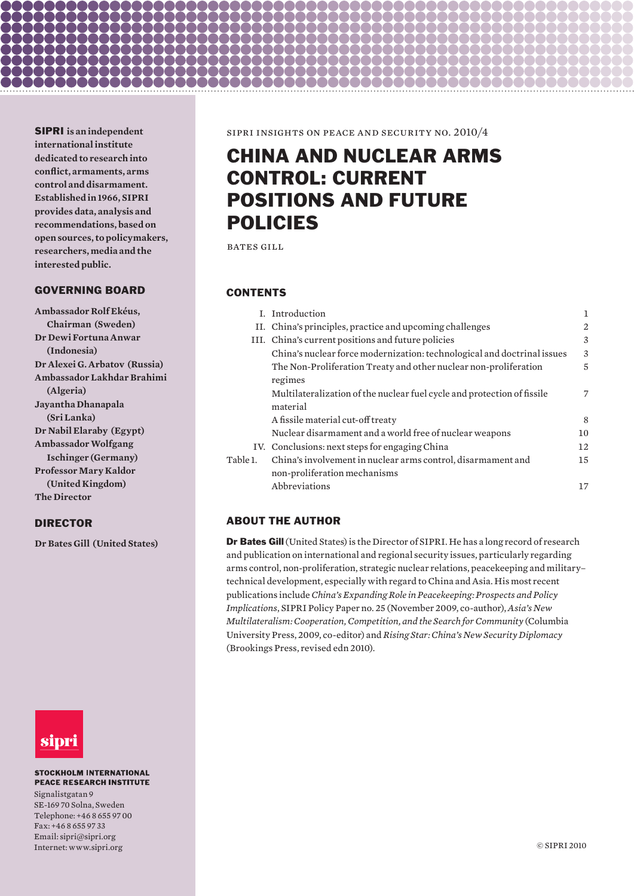**SIPRI** is an independent international institute dedicated to research into conflict, armaments, arms control and disarmament. Established in 1966, SIPRI provides data, analysis and recommendations, based on open sources, to policymakers, researchers, media and the interested public.

## GOVERNING BOARD

Ambassador Rolf Ekéus, Chairman (Sweden)
Dr Dewi Fortuna Anwar (Indonesia)
Dr Alexei G. Arbatov (Russia)
Ambassador Lakhdar Brahimi (Algeria)
Jayantha Dhanapala (Sri Lanka)
Dr Nabil Elaraby (Egypt)
Ambassador Wolfgang Ischinger (Germany)
Professor Mary Kaldor (United Kingdom)
The Director

## DIRECTOR

Dr Bates Gill (United States)

SIPRI INSIGHTS ON PEACE AND SECURITY NO. 2010/4

# CHINA AND NUCLEAR ARMS CONTROL: CURRENT POSITIONS AND FUTURE POLICIES

BATES GILL

## CONTENTS

| | | |
|---|---|---|
| I. | Introduction | 1 |
| II. | China's principles, practice and upcoming challenges | 2 |
| III. | China's current positions and future policies | 3 |
| | China's nuclear force modernization: technological and doctrinal issues | 3 |
| | The Non-Proliferation Treaty and other nuclear non-proliferation regimes | 5 |
| | Multilateralization of the nuclear fuel cycle and protection of fissile material | 7 |
| | A fissile material cut-off treaty | 8 |
| | Nuclear disarmament and a world free of nuclear weapons | 10 |
| IV. | Conclusions: next steps for engaging China | 12 |
| Table 1. | China's involvement in nuclear arms control, disarmament and non-proliferation mechanisms | 15 |
| | Abbreviations | 17 |

## ABOUT THE AUTHOR

**Dr Bates Gill** (United States) is the Director of SIPRI. He has a long record of research and publication on international and regional security issues, particularly regarding arms control, non-proliferation, strategic nuclear relations, peacekeeping and military–technical development, especially with regard to China and Asia. His most recent publications include *China's Expanding Role in Peacekeeping: Prospects and Policy Implications*, SIPRI Policy Paper no. 25 (November 2009, co-author), *Asia's New Multilateralism: Cooperation, Competition, and the Search for Community* (Columbia University Press, 2009, co-editor) and *Rising Star: China's New Security Diplomacy* (Brookings Press, revised edn 2010).

sipri

**STOCKHOLM INTERNATIONAL PEACE RESEARCH INSTITUTE**
Signalistgatan 9
SE-169 70 Solna, Sweden
Telephone: +46 8 655 97 00
Fax: +46 8 655 97 33
Email: sipri@sipri.org
Internet: www.sipri.org

© SIPRI 2010